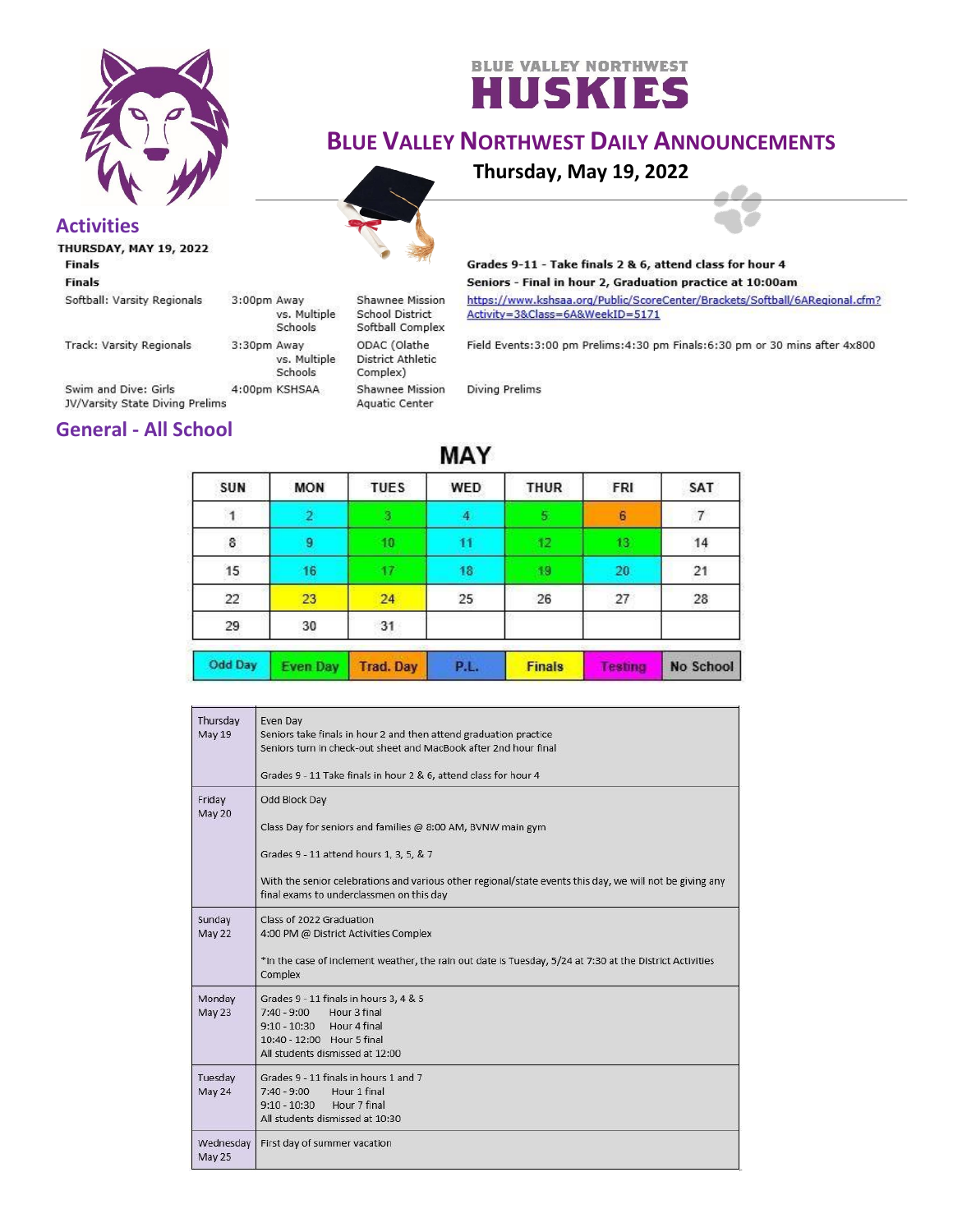# BLUE VALLEY NORTHWEST HUSKIES

## Blue Valley Northwest Daily Announcements

**Thursday, May 19, 2022**

## Activities

**THURSDAY, MAY 19, 2022**

| Event | Time / Location | Venue | Details |
|---|---|---|---|
| **Finals** | | | **Grades 9-11 - Take finals 2 & 6, attend class for hour 4** |
| **Finals** | | | **Seniors - Final in hour 2, Graduation practice at 10:00am** |
| Softball: Varsity Regionals | 3:00pm Away vs. Multiple Schools | Shawnee Mission School District Softball Complex | https://www.kshsaa.org/Public/ScoreCenter/Brackets/Softball/6ARegional.cfm?Activity=3&Class=6A&WeekID=5171 |
| Track: Varsity Regionals | 3:30pm Away vs. Multiple Schools | ODAC (Olathe District Athletic Complex) | Field Events:3:00 pm Prelims:4:30 pm Finals:6:30 pm or 30 mins after 4x800 |
| Swim and Dive: Girls JV/Varsity State Diving Prelims | 4:00pm KSHSAA | Shawnee Mission Aquatic Center | Diving Prelims |

## General - All School

**MAY**

| SUN | MON | TUES | WED | THUR | FRI | SAT |
|---|---|---|---|---|---|---|
| 1 | 2 | 3 | 4 | 5 | 6 | 7 |
| 8 | 9 | 10 | 11 | 12 | 13 | 14 |
| 15 | 16 | 17 | 18 | 19 | 20 | 21 |
| 22 | 23 | 24 | 25 | 26 | 27 | 28 |
| 29 | 30 | 31 | | | | |

Odd Day | Even Day | Trad. Day | P.L. | Finals | Testing | No School

| Date | Details |
|---|---|
| Thursday May 19 | Even Day<br>Seniors take finals in hour 2 and then attend graduation practice<br>Seniors turn in check-out sheet and MacBook after 2nd hour final<br><br>Grades 9 - 11 Take finals in hour 2 & 6, attend class for hour 4 |
| Friday May 20 | Odd Block Day<br><br>Class Day for seniors and families @ 8:00 AM, BVNW main gym<br><br>Grades 9 - 11 attend hours 1, 3, 5, & 7<br><br>With the senior celebrations and various other regional/state events this day, we will not be giving any final exams to underclassmen on this day |
| Sunday May 22 | Class of 2022 Graduation<br>4:00 PM @ District Activities Complex<br><br>*In the case of inclement weather, the rain out date is Tuesday, 5/24 at 7:30 at the District Activities Complex |
| Monday May 23 | Grades 9 - 11 finals in hours 3, 4 & 5<br>7:40 - 9:00 Hour 3 final<br>9:10 - 10:30 Hour 4 final<br>10:40 - 12:00 Hour 5 final<br>All students dismissed at 12:00 |
| Tuesday May 24 | Grades 9 - 11 finals in hours 1 and 7<br>7:40 - 9:00 Hour 1 final<br>9:10 - 10:30 Hour 7 final<br>All students dismissed at 10:30 |
| Wednesday May 25 | First day of summer vacation |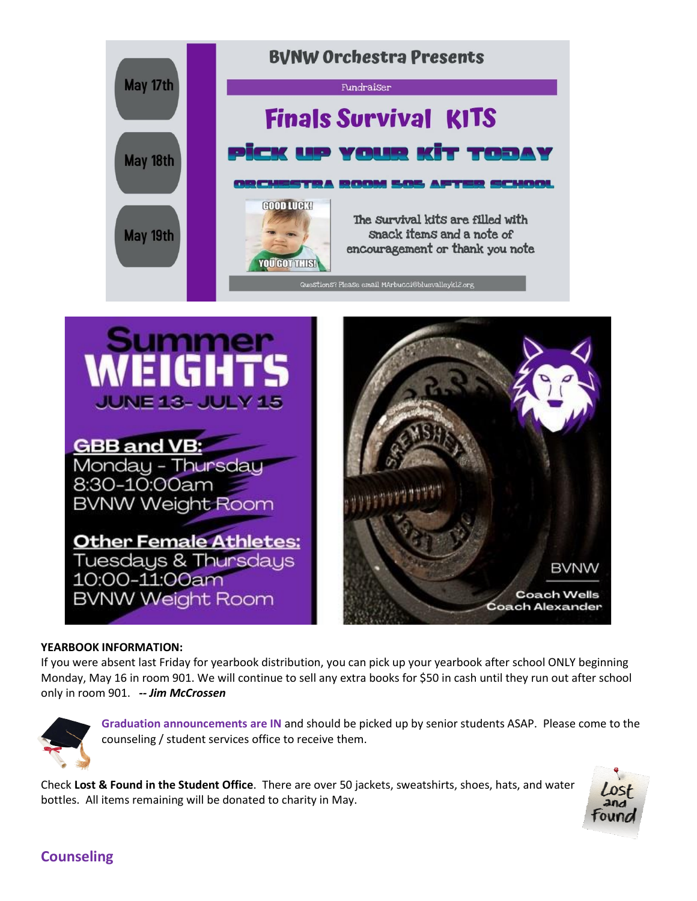# BVNW Orchestra Presents

Fundraiser

## Finals Survival KITS

May 17th

May 18th

May 19th

**PICK UP YOUR KIT TODAY**

**ORCHESTRA ROOM 505 AFTER SCHOOL**

GOOD LUCK!

YOU GOT THIS!

The survival kits are filled with snack items and a note of encouragement or thank you note

Questions? Please email MArbucci@bluevalleyk12.org

# Summer WEIGHTS

JUNE 13- JULY 15

**GBB and VB:**
Monday - Thursday
8:30-10:00am
BVNW Weight Room

**Other Female Athletes:**
Tuesdays & Thursdays
10:00-11:00am
BVNW Weight Room

BVNW
Coach Wells
Coach Alexander

**YEARBOOK INFORMATION:**
If you were absent last Friday for yearbook distribution, you can pick up your yearbook after school ONLY beginning Monday, May 16 in room 901. We will continue to sell any extra books for $50 in cash until they run out after school only in room 901. ***-- Jim McCrossen***

**Graduation announcements are IN** and should be picked up by senior students ASAP. Please come to the counseling / student services office to receive them.

Check **Lost & Found in the Student Office**. There are over 50 jackets, sweatshirts, shoes, hats, and water bottles. All items remaining will be donated to charity in May.

## Counseling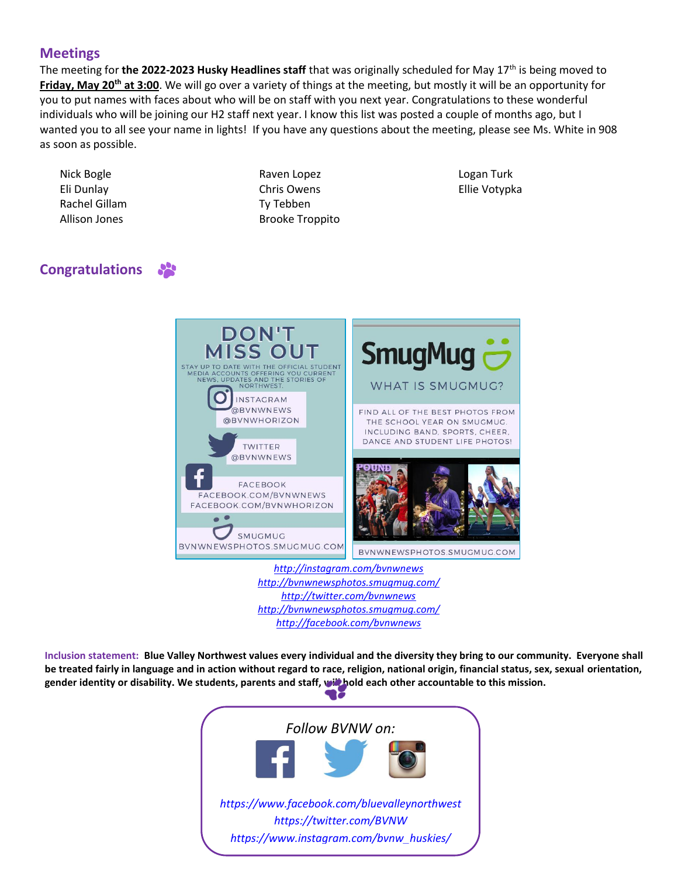## Meetings

The meeting for **the 2022-2023 Husky Headlines staff** that was originally scheduled for May 17th is being moved to **Friday, May 20th at 3:00**. We will go over a variety of things at the meeting, but mostly it will be an opportunity for you to put names with faces about who will be on staff with you next year. Congratulations to these wonderful individuals who will be joining our H2 staff next year. I know this list was posted a couple of months ago, but I wanted you to all see your name in lights! If you have any questions about the meeting, please see Ms. White in 908 as soon as possible.

- Nick Bogle
- Eli Dunlay
- Rachel Gillam
- Allison Jones
- Raven Lopez
- Chris Owens
- Ty Tebben
- Brooke Troppito
- Logan Turk
- Ellie Votypka

## Congratulations

DON'T MISS OUT

STAY UP TO DATE WITH THE OFFICIAL STUDENT MEDIA ACCOUNTS OFFERING YOU CURRENT NEWS, UPDATES AND THE STORIES OF NORTHWEST.

INSTAGRAM
@BVNWNEWS
@BVNWHORIZON

TWITTER
@BVNWNEWS

FACEBOOK
FACEBOOK.COM/BVNWNEWS
FACEBOOK.COM/BVNWHORIZON

SMUGMUG
BVNWNEWSPHOTOS.SMUGMUG.COM

SmugMug

WHAT IS SMUGMUG?

FIND ALL OF THE BEST PHOTOS FROM THE SCHOOL YEAR ON SMUGMUG, INCLUDING BAND, SPORTS, CHEER, DANCE AND STUDENT LIFE PHOTOS!

BVNWNEWSPHOTOS.SMUGMUG.COM

*http://instagram.com/bvnwnews*
*http://bvnwnewsphotos.smugmug.com/*
*http://twitter.com/bvnwnews*
*http://bvnwnewsphotos.smugmug.com/*
*http://facebook.com/bvnwnews*

**Inclusion statement: Blue Valley Northwest values every individual and the diversity they bring to our community. Everyone shall be treated fairly in language and in action without regard to race, religion, national origin, financial status, sex, sexual orientation, gender identity or disability. We students, parents and staff, will hold each other accountable to this mission.**

*Follow BVNW on:*

*https://www.facebook.com/bluevalleynorthwest*
*https://twitter.com/BVNW*
*https://www.instagram.com/bvnw_huskies/*